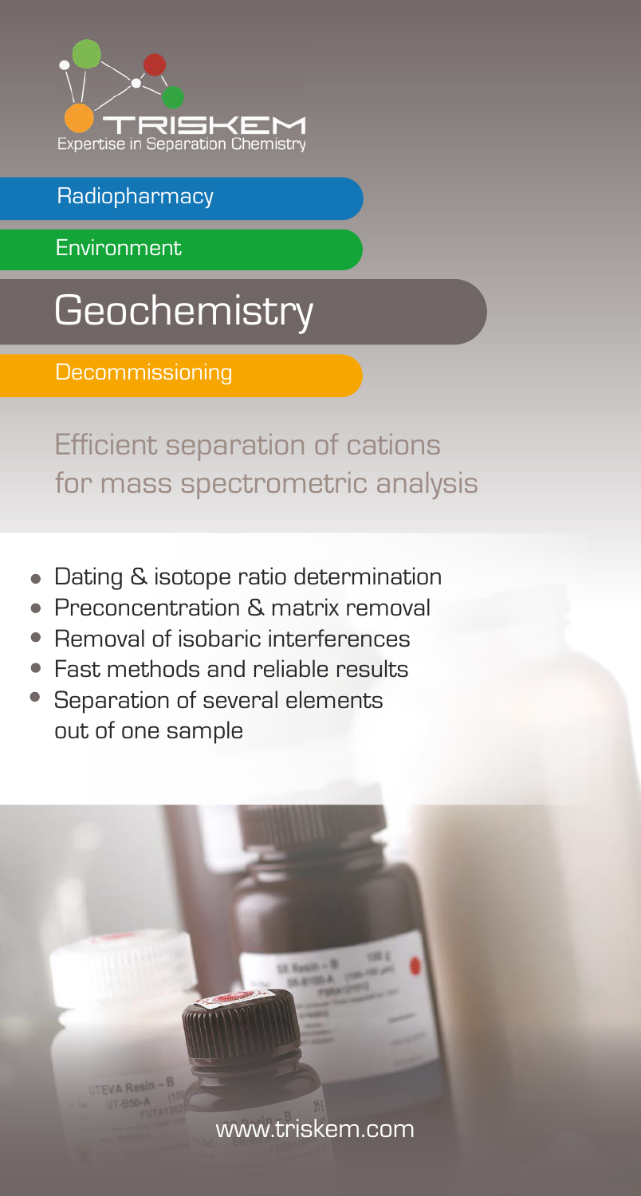TRISKEM

Expertise in Separation Chemistry

Radiopharmacy

Environment

# Geochemistry

Decommissioning

## Efficient separation of cations for mass spectrometric analysis

- Dating & isotope ratio determination
- Preconcentration & matrix removal
- Removal of isobaric interferences
- Fast methods and reliable results
- Separation of several elements out of one sample

www.triskem.com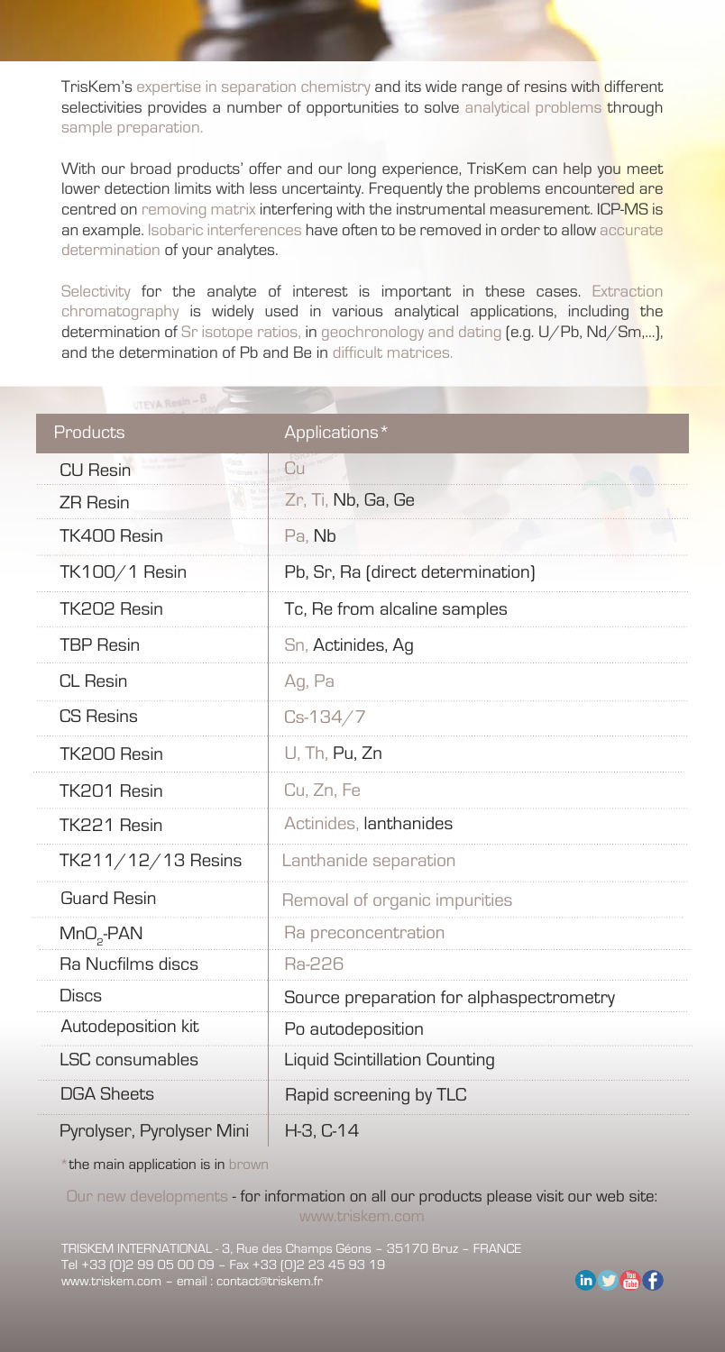TrisKem's expertise in separation chemistry and its wide range of resins with different selectivities provides a number of opportunities to solve analytical problems through sample preparation.

With our broad products' offer and our long experience, TrisKem can help you meet lower detection limits with less uncertainty. Frequently the problems encountered are centred on removing matrix interfering with the instrumental measurement. ICP-MS is an example. Isobaric interferences have often to be removed in order to allow accurate determination of your analytes.

Selectivity for the analyte of interest is important in these cases. Extraction chromatography is widely used in various analytical applications, including the determination of Sr isotope ratios, in geochronology and dating (e.g. U/Pb, Nd/Sm,...), and the determination of Pb and Be in difficult matrices.

| Products | Applications* |
|---|---|
| CU Resin | Cu |
| ZR Resin | Zr, Ti, Nb, Ga, Ge |
| TK400 Resin | Pa, Nb |
| TK100/1 Resin | Pb, Sr, Ra (direct determination) |
| TK202 Resin | Tc, Re from alcaline samples |
| TBP Resin | Sn, Actinides, Ag |
| CL Resin | Ag, Pa |
| CS Resins | Cs-134/7 |
| TK200 Resin | U, Th, Pu, Zn |
| TK201 Resin | Cu, Zn, Fe |
| TK221 Resin | Actinides, lanthanides |
| TK211/12/13 Resins | Lanthanide separation |
| Guard Resin | Removal of organic impurities |
| $MnO_2$-PAN | Ra preconcentration |
| Ra Nucfilms discs | Ra-226 |
| Discs | Source preparation for alphaspectrometry |
| Autodeposition kit | Po autodeposition |
| LSC consumables | Liquid Scintillation Counting |
| DGA Sheets | Rapid screening by TLC |
| Pyrolyser, Pyrolyser Mini | H-3, C-14 |

*the main application is in brown

Our new developments - for information on all our products please visit our web site: www.triskem.com

TRISKEM INTERNATIONAL - 3, Rue des Champs Géons – 35170 Bruz – FRANCE
Tel +33 (0)2 99 05 00 09 – Fax +33 (0)2 23 45 93 19
www.triskem.com – email : contact@triskem.fr